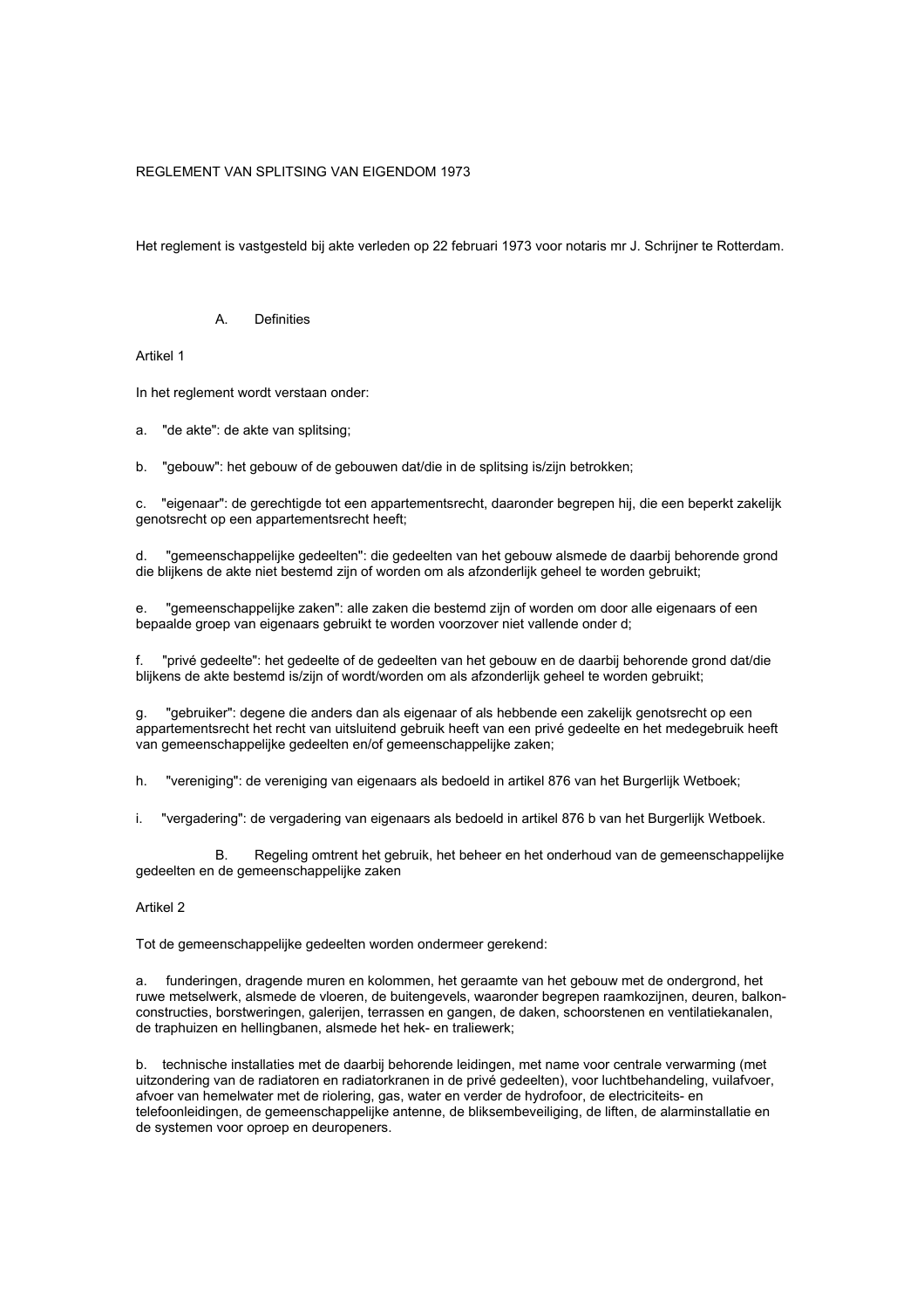# REGLEMENT VAN SPLITSING VAN EIGENDOM 1973

Het reglement is vastgesteld bij akte verleden op 22 februari 1973 voor notaris mr J. Schrijner te Rotterdam.

## A. Definities

Artikel 1

In het reglement wordt verstaan onder:

a. "de akte": de akte van splitsing;

b. "gebouw": het gebouw of de gebouwen dat/die in de splitsing is/zijn betrokken;

c. "eigenaar": de gerechtigde tot een appartementsrecht, daaronder begrepen hij, die een beperkt zakelijk genotsrecht op een appartementsrecht heeft;

d. "gemeenschappelijke gedeelten": die gedeelten van het gebouw alsmede de daarbij behorende grond die blijkens de akte niet bestemd zijn of worden om als afzonderlijk geheel te worden gebruikt;

e. "gemeenschappelijke zaken": alle zaken die bestemd zijn of worden om door alle eigenaars of een bepaalde groep van eigenaars gebruikt te worden voorzover niet vallende onder d;

f. "privé gedeelte": het gedeelte of de gedeelten van het gebouw en de daarbij behorende grond dat/die blijkens de akte bestemd is/zijn of wordt/worden om als afzonderlijk geheel te worden gebruikt;

g. "gebruiker": degene die anders dan als eigenaar of als hebbende een zakelijk genotsrecht op een appartementsrecht het recht van uitsluitend gebruik heeft van een privé gedeelte en het medegebruik heeft van gemeenschappelijke gedeelten en/of gemeenschappelijke zaken;

h. "vereniging": de vereniging van eigenaars als bedoeld in artikel 876 van het Burgerlijk Wetboek;

i. "vergadering": de vergadering van eigenaars als bedoeld in artikel 876 b van het Burgerlijk Wetboek.

## B. Regeling omtrent het gebruik, het beheer en het onderhoud van de gemeenschappelijke gedeelten en de gemeenschappelijke zaken

Artikel 2

Tot de gemeenschappelijke gedeelten worden ondermeer gerekend:

a. funderingen, dragende muren en kolommen, het geraamte van het gebouw met de ondergrond, het ruwe metselwerk, alsmede de vloeren, de buitengevels, waaronder begrepen raamkozijnen, deuren, balkonconstructies, borstweringen, galerijen, terrassen en gangen, de daken, schoorstenen en ventilatiekanalen, de traphuizen en hellingbanen, alsmede het hek- en traliewerk;

b. technische installaties met de daarbij behorende leidingen, met name voor centrale verwarming (met uitzondering van de radiatoren en radiatorkranen in de privé gedeelten), voor luchtbehandeling, vuilafvoer, afvoer van hemelwater met de riolering, gas, water en verder de hydrofoor, de electriciteits- en telefoonleidingen, de gemeenschappelijke antenne, de bliksembeveiliging, de liften, de alarminstallatie en de systemen voor oproep en deuropeners.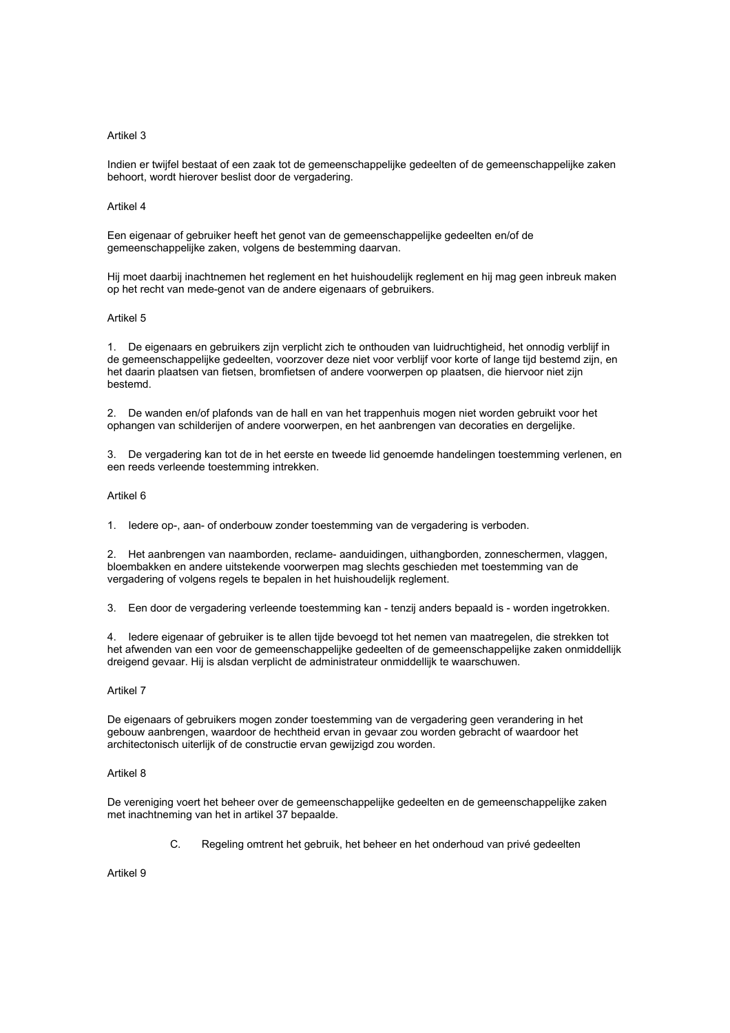Artikel 3

Indien er twijfel bestaat of een zaak tot de gemeenschappelijke gedeelten of de gemeenschappelijke zaken behoort, wordt hierover beslist door de vergadering.

Artikel 4

Een eigenaar of gebruiker heeft het genot van de gemeenschappelijke gedeelten en/of de gemeenschappelijke zaken, volgens de bestemming daarvan.

Hij moet daarbij inachtnemen het reglement en het huishoudelijk reglement en hij mag geen inbreuk maken op het recht van mede-genot van de andere eigenaars of gebruikers.

Artikel 5

1. De eigenaars en gebruikers zijn verplicht zich te onthouden van luidruchtigheid, het onnodig verblijf in de gemeenschappelijke gedeelten, voorzover deze niet voor verblijf voor korte of lange tijd bestemd zijn, en het daarin plaatsen van fietsen, bromfietsen of andere voorwerpen op plaatsen, die hiervoor niet zijn bestemd.

2. De wanden en/of plafonds van de hall en van het trappenhuis mogen niet worden gebruikt voor het ophangen van schilderijen of andere voorwerpen, en het aanbrengen van decoraties en dergelijke.

3. De vergadering kan tot de in het eerste en tweede lid genoemde handelingen toestemming verlenen, en een reeds verleende toestemming intrekken.

Artikel 6

1. Iedere op-, aan- of onderbouw zonder toestemming van de vergadering is verboden.

2. Het aanbrengen van naamborden, reclame- aanduidingen, uithangborden, zonneschermen, vlaggen, bloembakken en andere uitstekende voorwerpen mag slechts geschieden met toestemming van de vergadering of volgens regels te bepalen in het huishoudelijk reglement.

3. Een door de vergadering verleende toestemming kan - tenzij anders bepaald is - worden ingetrokken.

4. Iedere eigenaar of gebruiker is te allen tijde bevoegd tot het nemen van maatregelen, die strekken tot het afwenden van een voor de gemeenschappelijke gedeelten of de gemeenschappelijke zaken onmiddellijk dreigend gevaar. Hij is alsdan verplicht de administrateur onmiddellijk te waarschuwen.

Artikel 7

De eigenaars of gebruikers mogen zonder toestemming van de vergadering geen verandering in het gebouw aanbrengen, waardoor de hechtheid ervan in gevaar zou worden gebracht of waardoor het architectonisch uiterlijk of de constructie ervan gewijzigd zou worden.

Artikel 8

De vereniging voert het beheer over de gemeenschappelijke gedeelten en de gemeenschappelijke zaken met inachtneming van het in artikel 37 bepaalde.

C. Regeling omtrent het gebruik, het beheer en het onderhoud van privé gedeelten

Artikel 9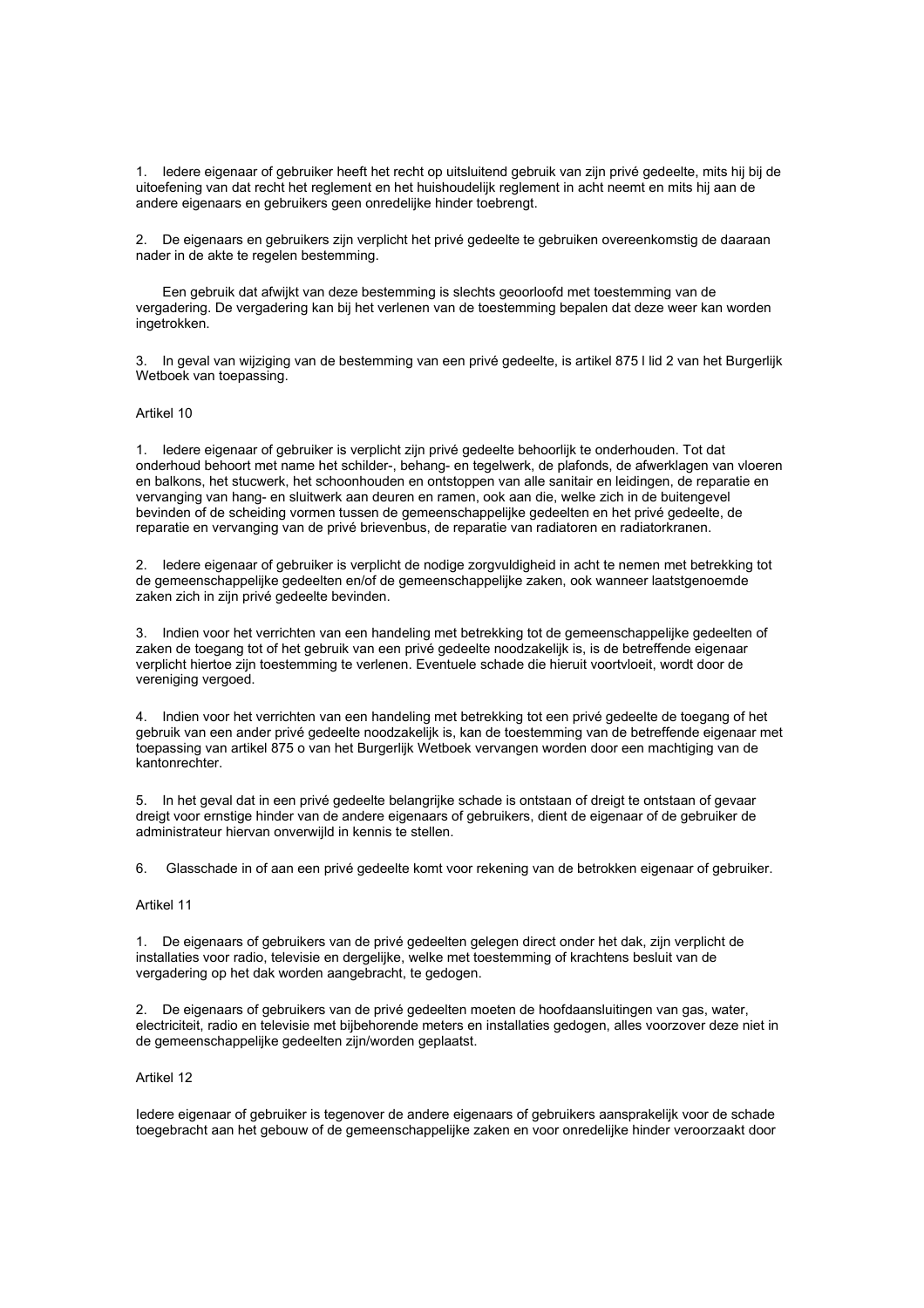1. Iedere eigenaar of gebruiker heeft het recht op uitsluitend gebruik van zijn privé gedeelte, mits hij bij de uitoefening van dat recht het reglement en het huishoudelijk reglement in acht neemt en mits hij aan de andere eigenaars en gebruikers geen onredelijke hinder toebrengt.

2. De eigenaars en gebruikers zijn verplicht het privé gedeelte te gebruiken overeenkomstig de daaraan nader in de akte te regelen bestemming.

Een gebruik dat afwijkt van deze bestemming is slechts geoorloofd met toestemming van de vergadering. De vergadering kan bij het verlenen van de toestemming bepalen dat deze weer kan worden ingetrokken.

3. In geval van wijziging van de bestemming van een privé gedeelte, is artikel 875 l lid 2 van het Burgerlijk Wetboek van toepassing.

Artikel 10

1. Iedere eigenaar of gebruiker is verplicht zijn privé gedeelte behoorlijk te onderhouden. Tot dat onderhoud behoort met name het schilder-, behang- en tegelwerk, de plafonds, de afwerklagen van vloeren en balkons, het stucwerk, het schoonhouden en ontstoppen van alle sanitair en leidingen, de reparatie en vervanging van hang- en sluitwerk aan deuren en ramen, ook aan die, welke zich in de buitengevel bevinden of de scheiding vormen tussen de gemeenschappelijke gedeelten en het privé gedeelte, de reparatie en vervanging van de privé brievenbus, de reparatie van radiatoren en radiatorkranen.

2. Iedere eigenaar of gebruiker is verplicht de nodige zorgvuldigheid in acht te nemen met betrekking tot de gemeenschappelijke gedeelten en/of de gemeenschappelijke zaken, ook wanneer laatstgenoemde zaken zich in zijn privé gedeelte bevinden.

3. Indien voor het verrichten van een handeling met betrekking tot de gemeenschappelijke gedeelten of zaken de toegang tot of het gebruik van een privé gedeelte noodzakelijk is, is de betreffende eigenaar verplicht hiertoe zijn toestemming te verlenen. Eventuele schade die hieruit voortvloeit, wordt door de vereniging vergoed.

4. Indien voor het verrichten van een handeling met betrekking tot een privé gedeelte de toegang of het gebruik van een ander privé gedeelte noodzakelijk is, kan de toestemming van de betreffende eigenaar met toepassing van artikel 875 o van het Burgerlijk Wetboek vervangen worden door een machtiging van de kantonrechter.

5. In het geval dat in een privé gedeelte belangrijke schade is ontstaan of dreigt te ontstaan of gevaar dreigt voor ernstige hinder van de andere eigenaars of gebruikers, dient de eigenaar of de gebruiker de administrateur hiervan onverwijld in kennis te stellen.

6. Glasschade in of aan een privé gedeelte komt voor rekening van de betrokken eigenaar of gebruiker.

Artikel 11

1. De eigenaars of gebruikers van de privé gedeelten gelegen direct onder het dak, zijn verplicht de installaties voor radio, televisie en dergelijke, welke met toestemming of krachtens besluit van de vergadering op het dak worden aangebracht, te gedogen.

2. De eigenaars of gebruikers van de privé gedeelten moeten de hoofdaansluitingen van gas, water, electriciteit, radio en televisie met bijbehorende meters en installaties gedogen, alles voorzover deze niet in de gemeenschappelijke gedeelten zijn/worden geplaatst.

Artikel 12

Iedere eigenaar of gebruiker is tegenover de andere eigenaars of gebruikers aansprakelijk voor de schade toegebracht aan het gebouw of de gemeenschappelijke zaken en voor onredelijke hinder veroorzaakt door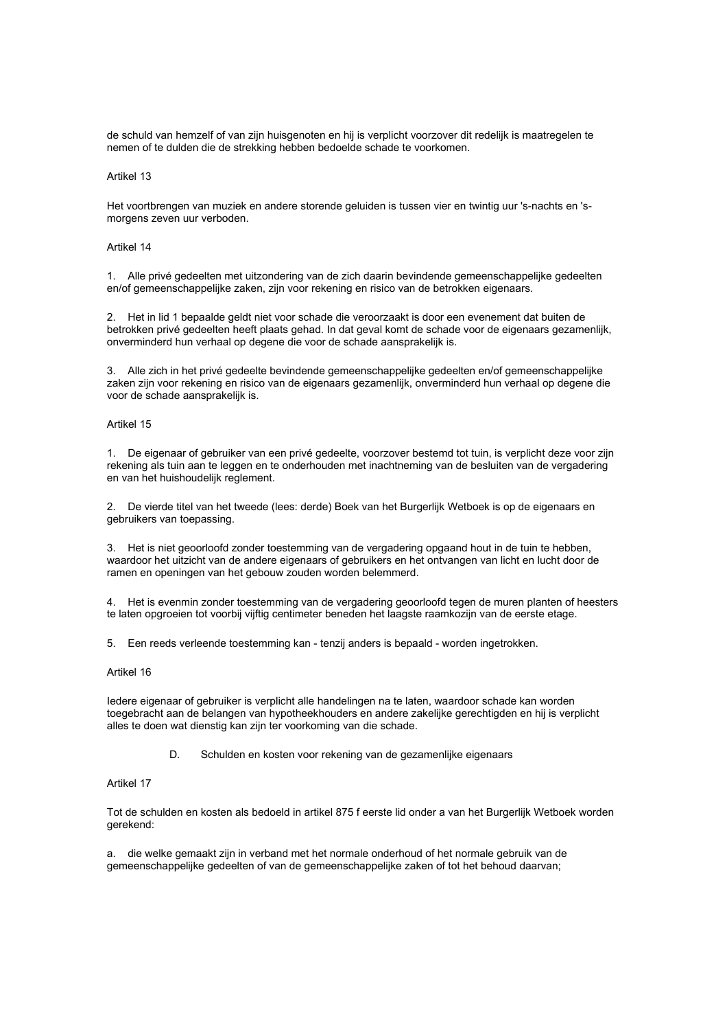de schuld van hemzelf of van zijn huisgenoten en hij is verplicht voorzover dit redelijk is maatregelen te nemen of te dulden die de strekking hebben bedoelde schade te voorkomen.

Artikel 13

Het voortbrengen van muziek en andere storende geluiden is tussen vier en twintig uur 's-nachts en 's-morgens zeven uur verboden.

Artikel 14

1. Alle privé gedeelten met uitzondering van de zich daarin bevindende gemeenschappelijke gedeelten en/of gemeenschappelijke zaken, zijn voor rekening en risico van de betrokken eigenaars.

2. Het in lid 1 bepaalde geldt niet voor schade die veroorzaakt is door een evenement dat buiten de betrokken privé gedeelten heeft plaats gehad. In dat geval komt de schade voor de eigenaars gezamenlijk, onverminderd hun verhaal op degene die voor de schade aansprakelijk is.

3. Alle zich in het privé gedeelte bevindende gemeenschappelijke gedeelten en/of gemeenschappelijke zaken zijn voor rekening en risico van de eigenaars gezamenlijk, onverminderd hun verhaal op degene die voor de schade aansprakelijk is.

Artikel 15

1. De eigenaar of gebruiker van een privé gedeelte, voorzover bestemd tot tuin, is verplicht deze voor zijn rekening als tuin aan te leggen en te onderhouden met inachtneming van de besluiten van de vergadering en van het huishoudelijk reglement.

2. De vierde titel van het tweede (lees: derde) Boek van het Burgerlijk Wetboek is op de eigenaars en gebruikers van toepassing.

3. Het is niet geoorloofd zonder toestemming van de vergadering opgaand hout in de tuin te hebben, waardoor het uitzicht van de andere eigenaars of gebruikers en het ontvangen van licht en lucht door de ramen en openingen van het gebouw zouden worden belemmerd.

4. Het is evenmin zonder toestemming van de vergadering geoorloofd tegen de muren planten of heesters te laten opgroeien tot voorbij vijftig centimeter beneden het laagste raamkozijn van de eerste etage.

5. Een reeds verleende toestemming kan - tenzij anders is bepaald - worden ingetrokken.

Artikel 16

Iedere eigenaar of gebruiker is verplicht alle handelingen na te laten, waardoor schade kan worden toegebracht aan de belangen van hypotheekhouders en andere zakelijke gerechtigden en hij is verplicht alles te doen wat dienstig kan zijn ter voorkoming van die schade.

D. Schulden en kosten voor rekening van de gezamenlijke eigenaars

Artikel 17

Tot de schulden en kosten als bedoeld in artikel 875 f eerste lid onder a van het Burgerlijk Wetboek worden gerekend:

a. die welke gemaakt zijn in verband met het normale onderhoud of het normale gebruik van de gemeenschappelijke gedeelten of van de gemeenschappelijke zaken of tot het behoud daarvan;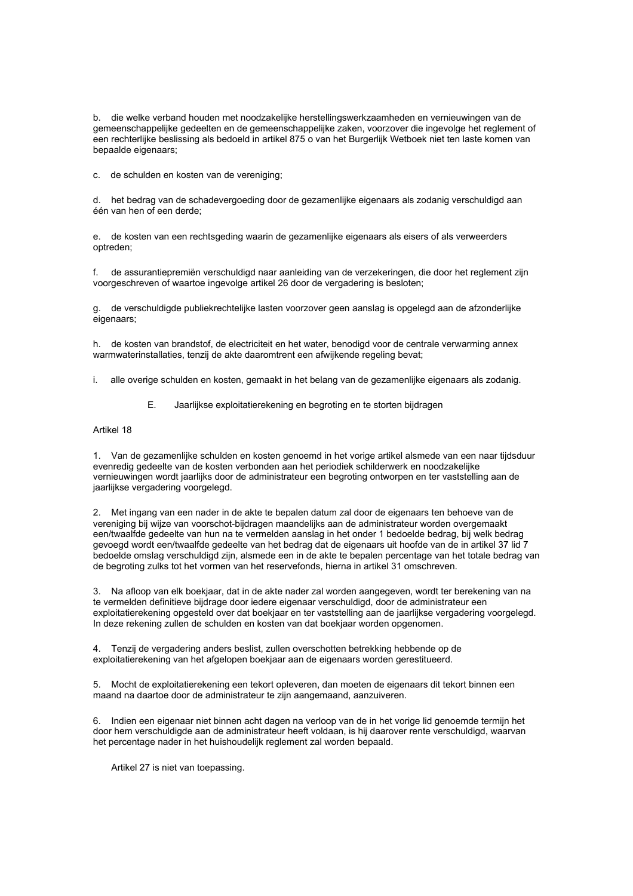b. die welke verband houden met noodzakelijke herstellingswerkzaamheden en vernieuwingen van de gemeenschappelijke gedeelten en de gemeenschappelijke zaken, voorzover die ingevolge het reglement of een rechterlijke beslissing als bedoeld in artikel 875 o van het Burgerlijk Wetboek niet ten laste komen van bepaalde eigenaars;

c. de schulden en kosten van de vereniging;

d. het bedrag van de schadevergoeding door de gezamenlijke eigenaars als zodanig verschuldigd aan één van hen of een derde;

e. de kosten van een rechtsgeding waarin de gezamenlijke eigenaars als eisers of als verweerders optreden;

f. de assurantiepremiën verschuldigd naar aanleiding van de verzekeringen, die door het reglement zijn voorgeschreven of waartoe ingevolge artikel 26 door de vergadering is besloten;

g. de verschuldigde publiekrechtelijke lasten voorzover geen aanslag is opgelegd aan de afzonderlijke eigenaars;

h. de kosten van brandstof, de electriciteit en het water, benodigd voor de centrale verwarming annex warmwaterinstallaties, tenzij de akte daaromtrent een afwijkende regeling bevat;

i. alle overige schulden en kosten, gemaakt in het belang van de gezamenlijke eigenaars als zodanig.

### E. Jaarlijkse exploitatierekening en begroting en te storten bijdragen

Artikel 18

1. Van de gezamenlijke schulden en kosten genoemd in het vorige artikel alsmede van een naar tijdsduur evenredig gedeelte van de kosten verbonden aan het periodiek schilderwerk en noodzakelijke vernieuwingen wordt jaarlijks door de administrateur een begroting ontworpen en ter vaststelling aan de jaarlijkse vergadering voorgelegd.

2. Met ingang van een nader in de akte te bepalen datum zal door de eigenaars ten behoeve van de vereniging bij wijze van voorschot-bijdragen maandelijks aan de administrateur worden overgemaakt een/twaalfde gedeelte van hun na te vermelden aanslag in het onder 1 bedoelde bedrag, bij welk bedrag gevoegd wordt een/twaalfde gedeelte van het bedrag dat de eigenaars uit hoofde van de in artikel 37 lid 7 bedoelde omslag verschuldigd zijn, alsmede een in de akte te bepalen percentage van het totale bedrag van de begroting zulks tot het vormen van het reservefonds, hierna in artikel 31 omschreven.

3. Na afloop van elk boekjaar, dat in de akte nader zal worden aangegeven, wordt ter berekening van na te vermelden definitieve bijdrage door iedere eigenaar verschuldigd, door de administrateur een exploitatierekening opgesteld over dat boekjaar en ter vaststelling aan de jaarlijkse vergadering voorgelegd. In deze rekening zullen de schulden en kosten van dat boekjaar worden opgenomen.

4. Tenzij de vergadering anders beslist, zullen overschotten betrekking hebbende op de exploitatierekening van het afgelopen boekjaar aan de eigenaars worden gerestitueerd.

5. Mocht de exploitatierekening een tekort opleveren, dan moeten de eigenaars dit tekort binnen een maand na daartoe door de administrateur te zijn aangemaand, aanzuiveren.

6. Indien een eigenaar niet binnen acht dagen na verloop van de in het vorige lid genoemde termijn het door hem verschuldigde aan de administrateur heeft voldaan, is hij daarover rente verschuldigd, waarvan het percentage nader in het huishoudelijk reglement zal worden bepaald.

Artikel 27 is niet van toepassing.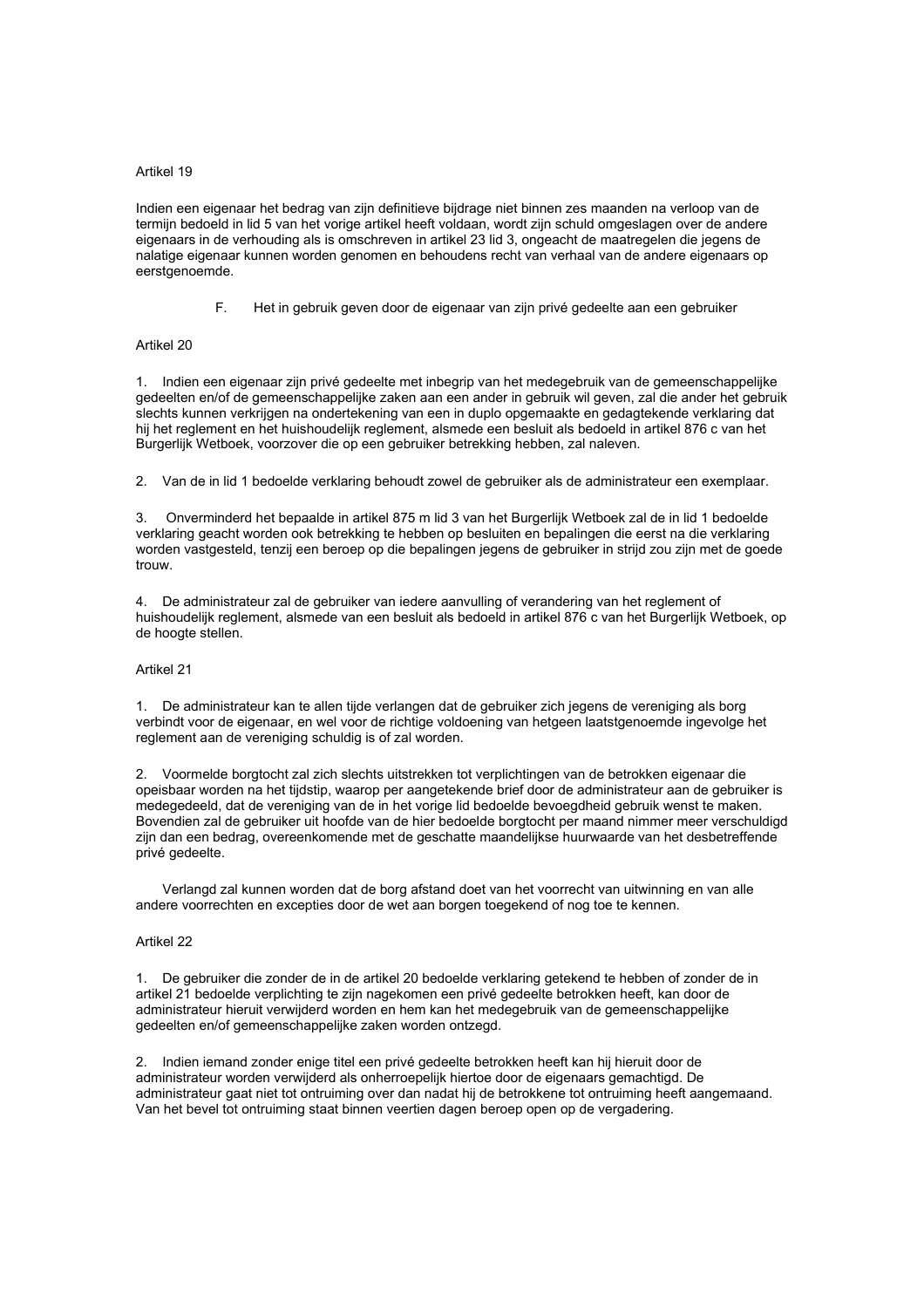Artikel 19

Indien een eigenaar het bedrag van zijn definitieve bijdrage niet binnen zes maanden na verloop van de termijn bedoeld in lid 5 van het vorige artikel heeft voldaan, wordt zijn schuld omgeslagen over de andere eigenaars in de verhouding als is omschreven in artikel 23 lid 3, ongeacht de maatregelen die jegens de nalatige eigenaar kunnen worden genomen en behoudens recht van verhaal van de andere eigenaars op eerstgenoemde.

F. Het in gebruik geven door de eigenaar van zijn privé gedeelte aan een gebruiker

Artikel 20

1. Indien een eigenaar zijn privé gedeelte met inbegrip van het medegebruik van de gemeenschappelijke gedeelten en/of de gemeenschappelijke zaken aan een ander in gebruik wil geven, zal die ander het gebruik slechts kunnen verkrijgen na ondertekening van een in duplo opgemaakte en gedagtekende verklaring dat hij het reglement en het huishoudelijk reglement, alsmede een besluit als bedoeld in artikel 876 c van het Burgerlijk Wetboek, voorzover die op een gebruiker betrekking hebben, zal naleven.

2. Van de in lid 1 bedoelde verklaring behoudt zowel de gebruiker als de administrateur een exemplaar.

3. Onverminderd het bepaalde in artikel 875 m lid 3 van het Burgerlijk Wetboek zal de in lid 1 bedoelde verklaring geacht worden ook betrekking te hebben op besluiten en bepalingen die eerst na die verklaring worden vastgesteld, tenzij een beroep op die bepalingen jegens de gebruiker in strijd zou zijn met de goede trouw.

4. De administrateur zal de gebruiker van iedere aanvulling of verandering van het reglement of huishoudelijk reglement, alsmede van een besluit als bedoeld in artikel 876 c van het Burgerlijk Wetboek, op de hoogte stellen.

Artikel 21

1. De administrateur kan te allen tijde verlangen dat de gebruiker zich jegens de vereniging als borg verbindt voor de eigenaar, en wel voor de richtige voldoening van hetgeen laatstgenoemde ingevolge het reglement aan de vereniging schuldig is of zal worden.

2. Voormelde borgtocht zal zich slechts uitstrekken tot verplichtingen van de betrokken eigenaar die opeisbaar worden na het tijdstip, waarop per aangetekende brief door de administrateur aan de gebruiker is medegedeeld, dat de vereniging van de in het vorige lid bedoelde bevoegdheid gebruik wenst te maken. Bovendien zal de gebruiker uit hoofde van de hier bedoelde borgtocht per maand nimmer meer verschuldigd zijn dan een bedrag, overeenkomende met de geschatte maandelijkse huurwaarde van het desbetreffende privé gedeelte.

Verlangd zal kunnen worden dat de borg afstand doet van het voorrecht van uitwinning en van alle andere voorrechten en excepties door de wet aan borgen toegekend of nog toe te kennen.

Artikel 22

1. De gebruiker die zonder de in de artikel 20 bedoelde verklaring getekend te hebben of zonder de in artikel 21 bedoelde verplichting te zijn nagekomen een privé gedeelte betrokken heeft, kan door de administrateur hieruit verwijderd worden en hem kan het medegebruik van de gemeenschappelijke gedeelten en/of gemeenschappelijke zaken worden ontzegd.

2. Indien iemand zonder enige titel een privé gedeelte betrokken heeft kan hij hieruit door de administrateur worden verwijderd als onherroepelijk hiertoe door de eigenaars gemachtigd. De administrateur gaat niet tot ontruiming over dan nadat hij de betrokkene tot ontruiming heeft aangemaand. Van het bevel tot ontruiming staat binnen veertien dagen beroep open op de vergadering.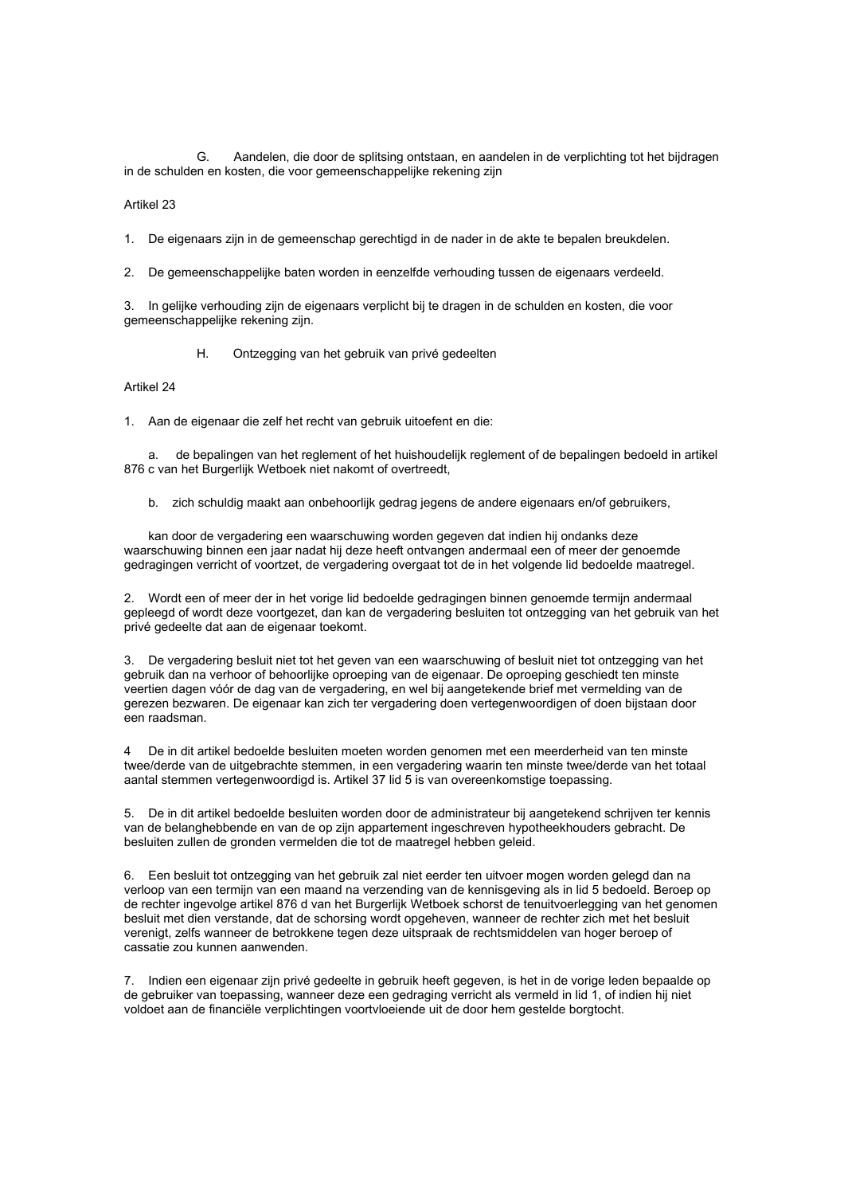G. Aandelen, die door de splitsing ontstaan, en aandelen in de verplichting tot het bijdragen in de schulden en kosten, die voor gemeenschappelijke rekening zijn

Artikel 23

1. De eigenaars zijn in de gemeenschap gerechtigd in de nader in de akte te bepalen breukdelen.

2. De gemeenschappelijke baten worden in eenzelfde verhouding tussen de eigenaars verdeeld.

3. In gelijke verhouding zijn de eigenaars verplicht bij te dragen in de schulden en kosten, die voor gemeenschappelijke rekening zijn.

H. Ontzegging van het gebruik van privé gedeelten

Artikel 24

1. Aan de eigenaar die zelf het recht van gebruik uitoefent en die:

   a. de bepalingen van het reglement of het huishoudelijk reglement of de bepalingen bedoeld in artikel 876 c van het Burgerlijk Wetboek niet nakomt of overtreedt,

   b. zich schuldig maakt aan onbehoorlijk gedrag jegens de andere eigenaars en/of gebruikers,

   kan door de vergadering een waarschuwing worden gegeven dat indien hij ondanks deze waarschuwing binnen een jaar nadat hij deze heeft ontvangen andermaal een of meer der genoemde gedragingen verricht of voortzet, de vergadering overgaat tot de in het volgende lid bedoelde maatregel.

2. Wordt een of meer der in het vorige lid bedoelde gedragingen binnen genoemde termijn andermaal gepleegd of wordt deze voortgezet, dan kan de vergadering besluiten tot ontzegging van het gebruik van het privé gedeelte dat aan de eigenaar toekomt.

3. De vergadering besluit niet tot het geven van een waarschuwing of besluit niet tot ontzegging van het gebruik dan na verhoor of behoorlijke oproeping van de eigenaar. De oproeping geschiedt ten minste veertien dagen vóór de dag van de vergadering, en wel bij aangetekende brief met vermelding van de gerezen bezwaren. De eigenaar kan zich ter vergadering doen vertegenwoordigen of doen bijstaan door een raadsman.

4 De in dit artikel bedoelde besluiten moeten worden genomen met een meerderheid van ten minste twee/derde van de uitgebrachte stemmen, in een vergadering waarin ten minste twee/derde van het totaal aantal stemmen vertegenwoordigd is. Artikel 37 lid 5 is van overeenkomstige toepassing.

5. De in dit artikel bedoelde besluiten worden door de administrateur bij aangetekend schrijven ter kennis van de belanghebbende en van de op zijn appartement ingeschreven hypotheekhouders gebracht. De besluiten zullen de gronden vermelden die tot de maatregel hebben geleid.

6. Een besluit tot ontzegging van het gebruik zal niet eerder ten uitvoer mogen worden gelegd dan na verloop van een termijn van een maand na verzending van de kennisgeving als in lid 5 bedoeld. Beroep op de rechter ingevolge artikel 876 d van het Burgerlijk Wetboek schorst de tenuitvoerlegging van het genomen besluit met dien verstande, dat de schorsing wordt opgeheven, wanneer de rechter zich met het besluit verenigt, zelfs wanneer de betrokkene tegen deze uitspraak de rechtsmiddelen van hoger beroep of cassatie zou kunnen aanwenden.

7. Indien een eigenaar zijn privé gedeelte in gebruik heeft gegeven, is het in de vorige leden bepaalde op de gebruiker van toepassing, wanneer deze een gedraging verricht als vermeld in lid 1, of indien hij niet voldoet aan de financiële verplichtingen voortvloeiende uit de door hem gestelde borgtocht.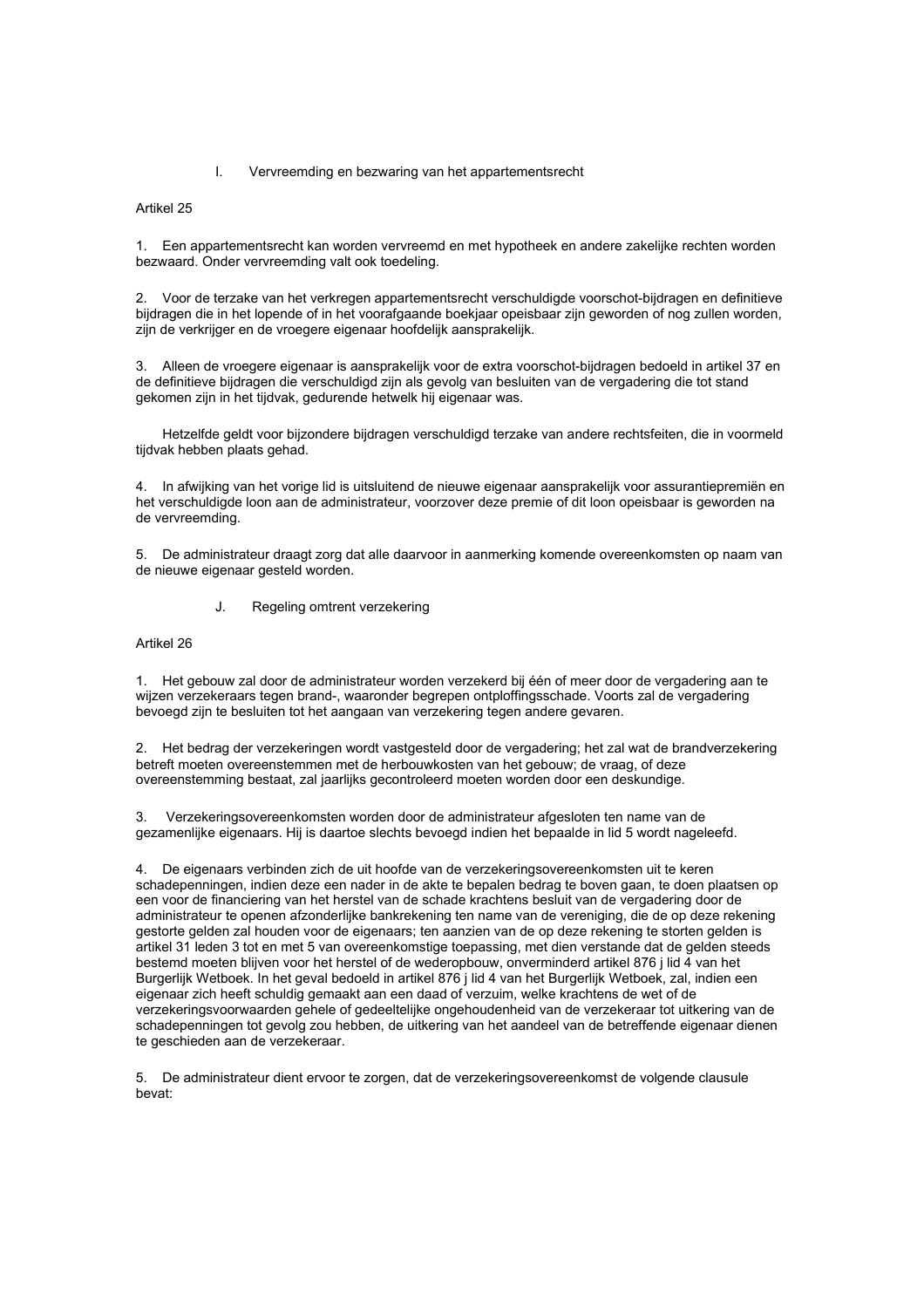## I. Vervreemding en bezwaring van het appartementsrecht

Artikel 25

1. Een appartementsrecht kan worden vervreemd en met hypotheek en andere zakelijke rechten worden bezwaard. Onder vervreemding valt ook toedeling.

2. Voor de terzake van het verkregen appartementsrecht verschuldigde voorschot-bijdragen en definitieve bijdragen die in het lopende of in het voorafgaande boekjaar opeisbaar zijn geworden of nog zullen worden, zijn de verkrijger en de vroegere eigenaar hoofdelijk aansprakelijk.

3. Alleen de vroegere eigenaar is aansprakelijk voor de extra voorschot-bijdragen bedoeld in artikel 37 en de definitieve bijdragen die verschuldigd zijn als gevolg van besluiten van de vergadering die tot stand gekomen zijn in het tijdvak, gedurende hetwelk hij eigenaar was.

Hetzelfde geldt voor bijzondere bijdragen verschuldigd terzake van andere rechtsfeiten, die in voormeld tijdvak hebben plaats gehad.

4. In afwijking van het vorige lid is uitsluitend de nieuwe eigenaar aansprakelijk voor assurantiepremiën en het verschuldigde loon aan de administrateur, voorzover deze premie of dit loon opeisbaar is geworden na de vervreemding.

5. De administrateur draagt zorg dat alle daarvoor in aanmerking komende overeenkomsten op naam van de nieuwe eigenaar gesteld worden.

## J. Regeling omtrent verzekering

Artikel 26

1. Het gebouw zal door de administrateur worden verzekerd bij één of meer door de vergadering aan te wijzen verzekeraars tegen brand-, waaronder begrepen ontploffingsschade. Voorts zal de vergadering bevoegd zijn te besluiten tot het aangaan van verzekering tegen andere gevaren.

2. Het bedrag der verzekeringen wordt vastgesteld door de vergadering; het zal wat de brandverzekering betreft moeten overeenstemmen met de herbouwkosten van het gebouw; de vraag, of deze overeenstemming bestaat, zal jaarlijks gecontroleerd moeten worden door een deskundige.

3. Verzekeringsovereenkomsten worden door de administrateur afgesloten ten name van de gezamenlijke eigenaars. Hij is daartoe slechts bevoegd indien het bepaalde in lid 5 wordt nageleefd.

4. De eigenaars verbinden zich de uit hoofde van de verzekeringsovereenkomsten uit te keren schadepenningen, indien deze een nader in de akte te bepalen bedrag te boven gaan, te doen plaatsen op een voor de financiering van het herstel van de schade krachtens besluit van de vergadering door de administrateur te openen afzonderlijke bankrekening ten name van de vereniging, die de op deze rekening gestorte gelden zal houden voor de eigenaars; ten aanzien van de op deze rekening te storten gelden is artikel 31 leden 3 tot en met 5 van overeenkomstige toepassing, met dien verstande dat de gelden steeds bestemd moeten blijven voor het herstel of de wederopbouw, onverminderd artikel 876 j lid 4 van het Burgerlijk Wetboek. In het geval bedoeld in artikel 876 j lid 4 van het Burgerlijk Wetboek, zal, indien een eigenaar zich heeft schuldig gemaakt aan een daad of verzuim, welke krachtens de wet of de verzekeringsvoorwaarden gehele of gedeeltelijke ongehoudenheid van de verzekeraar tot uitkering van de schadepenningen tot gevolg zou hebben, de uitkering van het aandeel van de betreffende eigenaar dienen te geschieden aan de verzekeraar.

5. De administrateur dient ervoor te zorgen, dat de verzekeringsovereenkomst de volgende clausule bevat: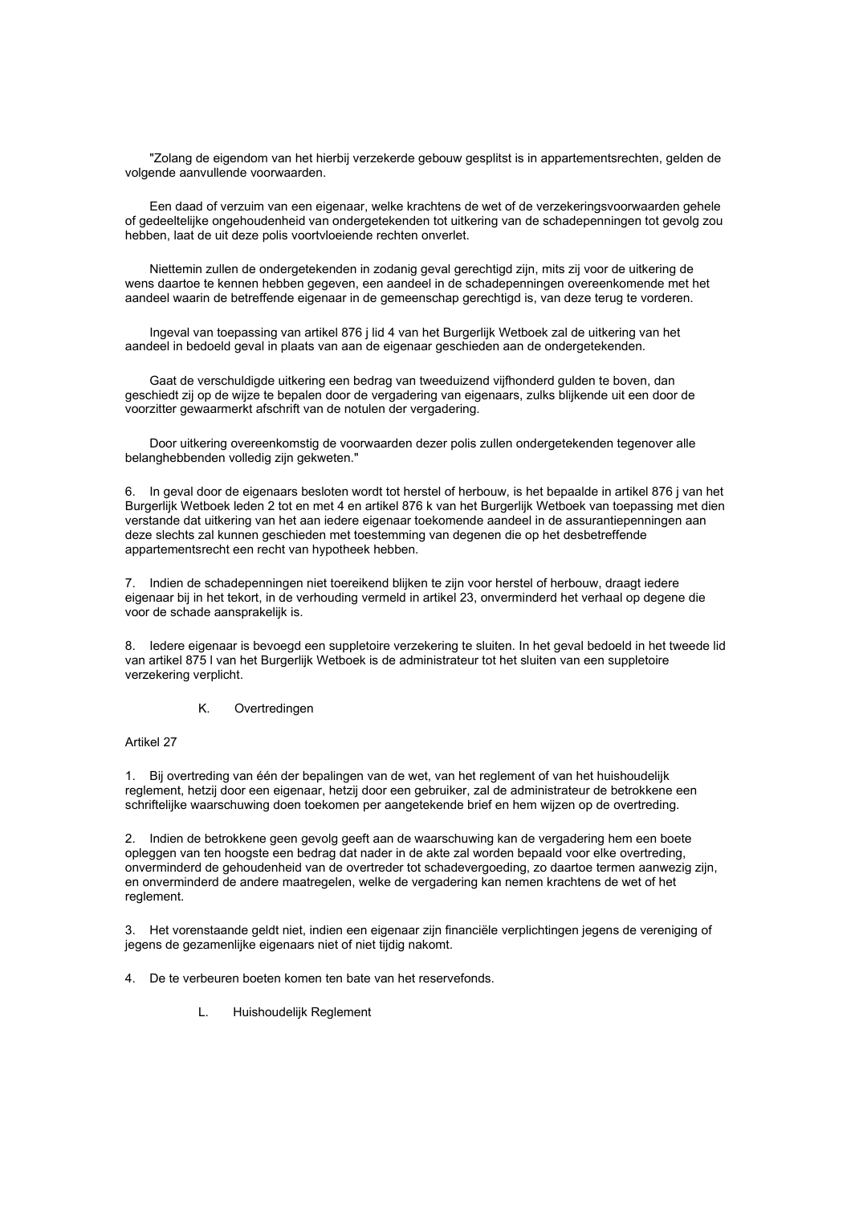"Zolang de eigendom van het hierbij verzekerde gebouw gesplitst is in appartementsrechten, gelden de volgende aanvullende voorwaarden.

Een daad of verzuim van een eigenaar, welke krachtens de wet of de verzekeringsvoorwaarden gehele of gedeeltelijke ongehoudenheid van ondergetekenden tot uitkering van de schadepenningen tot gevolg zou hebben, laat de uit deze polis voortvloeiende rechten onverlet.

Niettemin zullen de ondergetekenden in zodanig geval gerechtigd zijn, mits zij voor de uitkering de wens daartoe te kennen hebben gegeven, een aandeel in de schadepenningen overeenkomende met het aandeel waarin de betreffende eigenaar in de gemeenschap gerechtigd is, van deze terug te vorderen.

Ingeval van toepassing van artikel 876 j lid 4 van het Burgerlijk Wetboek zal de uitkering van het aandeel in bedoeld geval in plaats van aan de eigenaar geschieden aan de ondergetekenden.

Gaat de verschuldigde uitkering een bedrag van tweeduizend vijfhonderd gulden te boven, dan geschiedt zij op de wijze te bepalen door de vergadering van eigenaars, zulks blijkende uit een door de voorzitter gewaarmerkt afschrift van de notulen der vergadering.

Door uitkering overeenkomstig de voorwaarden dezer polis zullen ondergetekenden tegenover alle belanghebbenden volledig zijn gekweten."

6. In geval door de eigenaars besloten wordt tot herstel of herbouw, is het bepaalde in artikel 876 j van het Burgerlijk Wetboek leden 2 tot en met 4 en artikel 876 k van het Burgerlijk Wetboek van toepassing met dien verstande dat uitkering van het aan iedere eigenaar toekomende aandeel in de assurantiepenningen aan deze slechts zal kunnen geschieden met toestemming van degenen die op het desbetreffende appartementsrecht een recht van hypotheek hebben.

7. Indien de schadepenningen niet toereikend blijken te zijn voor herstel of herbouw, draagt iedere eigenaar bij in het tekort, in de verhouding vermeld in artikel 23, onverminderd het verhaal op degene die voor de schade aansprakelijk is.

8. Iedere eigenaar is bevoegd een suppletoire verzekering te sluiten. In het geval bedoeld in het tweede lid van artikel 875 l van het Burgerlijk Wetboek is de administrateur tot het sluiten van een suppletoire verzekering verplicht.

## K. Overtredingen

### Artikel 27

1. Bij overtreding van één der bepalingen van de wet, van het reglement of van het huishoudelijk reglement, hetzij door een eigenaar, hetzij door een gebruiker, zal de administrateur de betrokkene een schriftelijke waarschuwing doen toekomen per aangetekende brief en hem wijzen op de overtreding.

2. Indien de betrokkene geen gevolg geeft aan de waarschuwing kan de vergadering hem een boete opleggen van ten hoogste een bedrag dat nader in de akte zal worden bepaald voor elke overtreding, onverminderd de gehoudenheid van de overtreder tot schadevergoeding, zo daartoe termen aanwezig zijn, en onverminderd de andere maatregelen, welke de vergadering kan nemen krachtens de wet of het reglement.

3. Het vorenstaande geldt niet, indien een eigenaar zijn financiële verplichtingen jegens de vereniging of jegens de gezamenlijke eigenaars niet of niet tijdig nakomt.

4. De te verbeuren boeten komen ten bate van het reservefonds.

## L. Huishoudelijk Reglement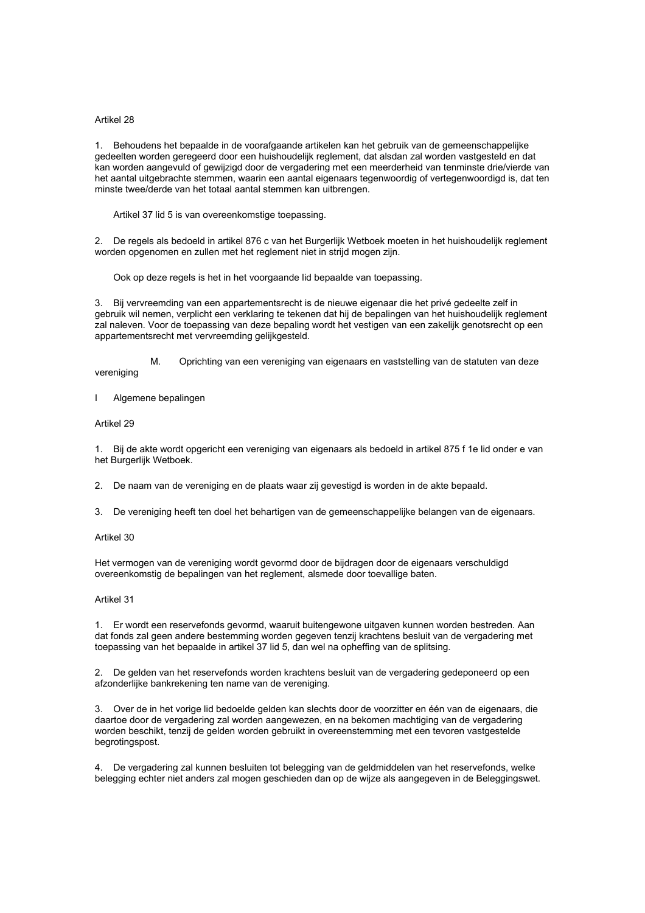Artikel 28

1. Behoudens het bepaalde in de voorafgaande artikelen kan het gebruik van de gemeenschappelijke gedeelten worden geregeerd door een huishoudelijk reglement, dat alsdan zal worden vastgesteld en dat kan worden aangevuld of gewijzigd door de vergadering met een meerderheid van tenminste drie/vierde van het aantal uitgebrachte stemmen, waarin een aantal eigenaars tegenwoordig of vertegenwoordigd is, dat ten minste twee/derde van het totaal aantal stemmen kan uitbrengen.

Artikel 37 lid 5 is van overeenkomstige toepassing.

2. De regels als bedoeld in artikel 876 c van het Burgerlijk Wetboek moeten in het huishoudelijk reglement worden opgenomen en zullen met het reglement niet in strijd mogen zijn.

Ook op deze regels is het in het voorgaande lid bepaalde van toepassing.

3. Bij vervreemding van een appartementsrecht is de nieuwe eigenaar die het privé gedeelte zelf in gebruik wil nemen, verplicht een verklaring te tekenen dat hij de bepalingen van het huishoudelijk reglement zal naleven. Voor de toepassing van deze bepaling wordt het vestigen van een zakelijk genotsrecht op een appartementsrecht met vervreemding gelijkgesteld.

M. Oprichting van een vereniging van eigenaars en vaststelling van de statuten van deze vereniging

I Algemene bepalingen

Artikel 29

1. Bij de akte wordt opgericht een vereniging van eigenaars als bedoeld in artikel 875 f 1e lid onder e van het Burgerlijk Wetboek.

2. De naam van de vereniging en de plaats waar zij gevestigd is worden in de akte bepaald.

3. De vereniging heeft ten doel het behartigen van de gemeenschappelijke belangen van de eigenaars.

Artikel 30

Het vermogen van de vereniging wordt gevormd door de bijdragen door de eigenaars verschuldigd overeenkomstig de bepalingen van het reglement, alsmede door toevallige baten.

Artikel 31

1. Er wordt een reservefonds gevormd, waaruit buitengewone uitgaven kunnen worden bestreden. Aan dat fonds zal geen andere bestemming worden gegeven tenzij krachtens besluit van de vergadering met toepassing van het bepaalde in artikel 37 lid 5, dan wel na opheffing van de splitsing.

2. De gelden van het reservefonds worden krachtens besluit van de vergadering gedeponeerd op een afzonderlijke bankrekening ten name van de vereniging.

3. Over de in het vorige lid bedoelde gelden kan slechts door de voorzitter en één van de eigenaars, die daartoe door de vergadering zal worden aangewezen, en na bekomen machtiging van de vergadering worden beschikt, tenzij de gelden worden gebruikt in overeenstemming met een tevoren vastgestelde begrotingspost.

4. De vergadering zal kunnen besluiten tot belegging van de geldmiddelen van het reservefonds, welke belegging echter niet anders zal mogen geschieden dan op de wijze als aangegeven in de Beleggingswet.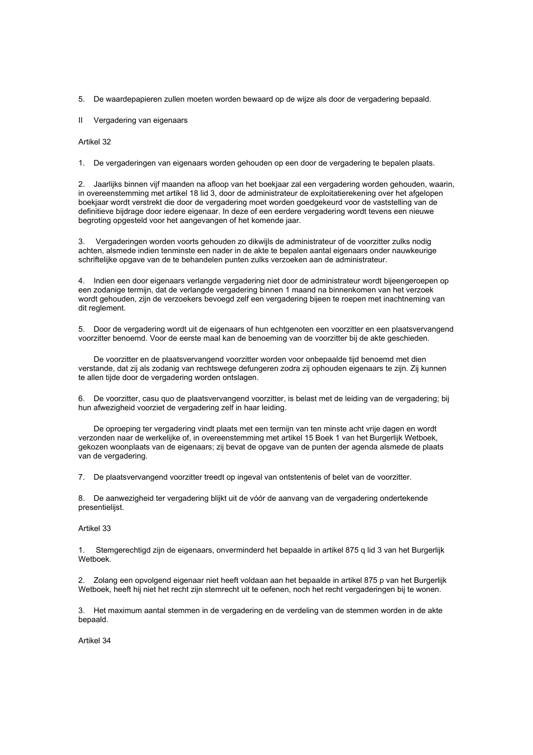5. De waardepapieren zullen moeten worden bewaard op de wijze als door de vergadering bepaald.

## II Vergadering van eigenaars

### Artikel 32

1. De vergaderingen van eigenaars worden gehouden op een door de vergadering te bepalen plaats.

2. Jaarlijks binnen vijf maanden na afloop van het boekjaar zal een vergadering worden gehouden, waarin, in overeenstemming met artikel 18 lid 3, door de administrateur de exploitatierekening over het afgelopen boekjaar wordt verstrekt die door de vergadering moet worden goedgekeurd voor de vaststelling van de definitieve bijdrage door iedere eigenaar. In deze of een eerdere vergadering wordt tevens een nieuwe begroting opgesteld voor het aangevangen of het komende jaar.

3. Vergaderingen worden voorts gehouden zo dikwijls de administrateur of de voorzitter zulks nodig achten, alsmede indien tenminste een nader in de akte te bepalen aantal eigenaars onder nauwkeurige schriftelijke opgave van de te behandelen punten zulks verzoeken aan de administrateur.

4. Indien een door eigenaars verlangde vergadering niet door de administrateur wordt bijeengeroepen op een zodanige termijn, dat de verlangde vergadering binnen 1 maand na binnenkomen van het verzoek wordt gehouden, zijn de verzoekers bevoegd zelf een vergadering bijeen te roepen met inachtneming van dit reglement.

5. Door de vergadering wordt uit de eigenaars of hun echtgenoten een voorzitter en een plaatsvervangend voorzitter benoemd. Voor de eerste maal kan de benoeming van de voorzitter bij de akte geschieden.

De voorzitter en de plaatsvervangend voorzitter worden voor onbepaalde tijd benoemd met dien verstande, dat zij als zodanig van rechtswege defungeren zodra zij ophouden eigenaars te zijn. Zij kunnen te allen tijde door de vergadering worden ontslagen.

6. De voorzitter, casu quo de plaatsvervangend voorzitter, is belast met de leiding van de vergadering; bij hun afwezigheid voorziet de vergadering zelf in haar leiding.

De oproeping ter vergadering vindt plaats met een termijn van ten minste acht vrije dagen en wordt verzonden naar de werkelijke of, in overeenstemming met artikel 15 Boek 1 van het Burgerlijk Wetboek, gekozen woonplaats van de eigenaars; zij bevat de opgave van de punten der agenda alsmede de plaats van de vergadering.

7. De plaatsvervangend voorzitter treedt op ingeval van ontstentenis of belet van de voorzitter.

8. De aanwezigheid ter vergadering blijkt uit de vóór de aanvang van de vergadering ondertekende presentielijst.

### Artikel 33

1. Stemgerechtigd zijn de eigenaars, onverminderd het bepaalde in artikel 875 q lid 3 van het Burgerlijk Wetboek.

2. Zolang een opvolgend eigenaar niet heeft voldaan aan het bepaalde in artikel 875 p van het Burgerlijk Wetboek, heeft hij niet het recht zijn stemrecht uit te oefenen, noch het recht vergaderingen bij te wonen.

3. Het maximum aantal stemmen in de vergadering en de verdeling van de stemmen worden in de akte bepaald.

### Artikel 34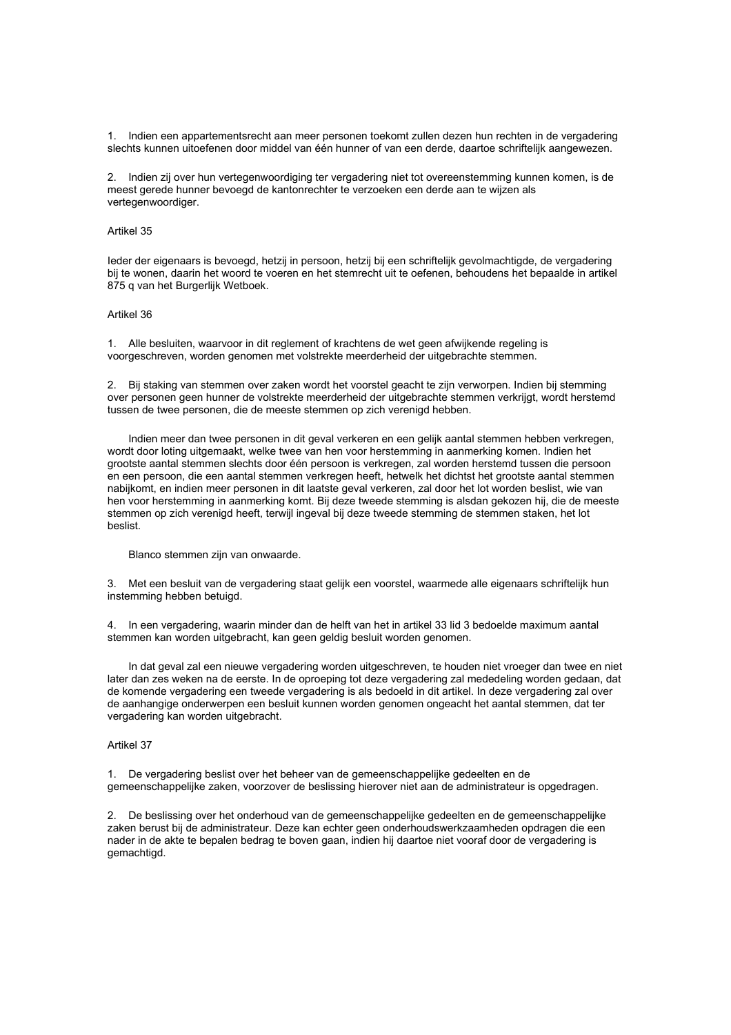1. Indien een appartementsrecht aan meer personen toekomt zullen dezen hun rechten in de vergadering slechts kunnen uitoefenen door middel van één hunner of van een derde, daartoe schriftelijk aangewezen.

2. Indien zij over hun vertegenwoordiging ter vergadering niet tot overeenstemming kunnen komen, is de meest gerede hunner bevoegd de kantonrechter te verzoeken een derde aan te wijzen als vertegenwoordiger.

Artikel 35

Ieder der eigenaars is bevoegd, hetzij in persoon, hetzij bij een schriftelijk gevolmachtigde, de vergadering bij te wonen, daarin het woord te voeren en het stemrecht uit te oefenen, behoudens het bepaalde in artikel 875 q van het Burgerlijk Wetboek.

Artikel 36

1. Alle besluiten, waarvoor in dit reglement of krachtens de wet geen afwijkende regeling is voorgeschreven, worden genomen met volstrekte meerderheid der uitgebrachte stemmen.

2. Bij staking van stemmen over zaken wordt het voorstel geacht te zijn verworpen. Indien bij stemming over personen geen hunner de volstrekte meerderheid der uitgebrachte stemmen verkrijgt, wordt herstemd tussen de twee personen, die de meeste stemmen op zich verenigd hebben.

Indien meer dan twee personen in dit geval verkeren en een gelijk aantal stemmen hebben verkregen, wordt door loting uitgemaakt, welke twee van hen voor herstemming in aanmerking komen. Indien het grootste aantal stemmen slechts door één persoon is verkregen, zal worden herstemd tussen die persoon en een persoon, die een aantal stemmen verkregen heeft, hetwelk het dichtst het grootste aantal stemmen nabijkomt, en indien meer personen in dit laatste geval verkeren, zal door het lot worden beslist, wie van hen voor herstemming in aanmerking komt. Bij deze tweede stemming is alsdan gekozen hij, die de meeste stemmen op zich verenigd heeft, terwijl ingeval bij deze tweede stemming de stemmen staken, het lot beslist.

Blanco stemmen zijn van onwaarde.

3. Met een besluit van de vergadering staat gelijk een voorstel, waarmede alle eigenaars schriftelijk hun instemming hebben betuigd.

4. In een vergadering, waarin minder dan de helft van het in artikel 33 lid 3 bedoelde maximum aantal stemmen kan worden uitgebracht, kan geen geldig besluit worden genomen.

In dat geval zal een nieuwe vergadering worden uitgeschreven, te houden niet vroeger dan twee en niet later dan zes weken na de eerste. In de oproeping tot deze vergadering zal mededeling worden gedaan, dat de komende vergadering een tweede vergadering is als bedoeld in dit artikel. In deze vergadering zal over de aanhangige onderwerpen een besluit kunnen worden genomen ongeacht het aantal stemmen, dat ter vergadering kan worden uitgebracht.

Artikel 37

1. De vergadering beslist over het beheer van de gemeenschappelijke gedeelten en de gemeenschappelijke zaken, voorzover de beslissing hierover niet aan de administrateur is opgedragen.

2. De beslissing over het onderhoud van de gemeenschappelijke gedeelten en de gemeenschappelijke zaken berust bij de administrateur. Deze kan echter geen onderhoudswerkzaamheden opdragen die een nader in de akte te bepalen bedrag te boven gaan, indien hij daartoe niet vooraf door de vergadering is gemachtigd.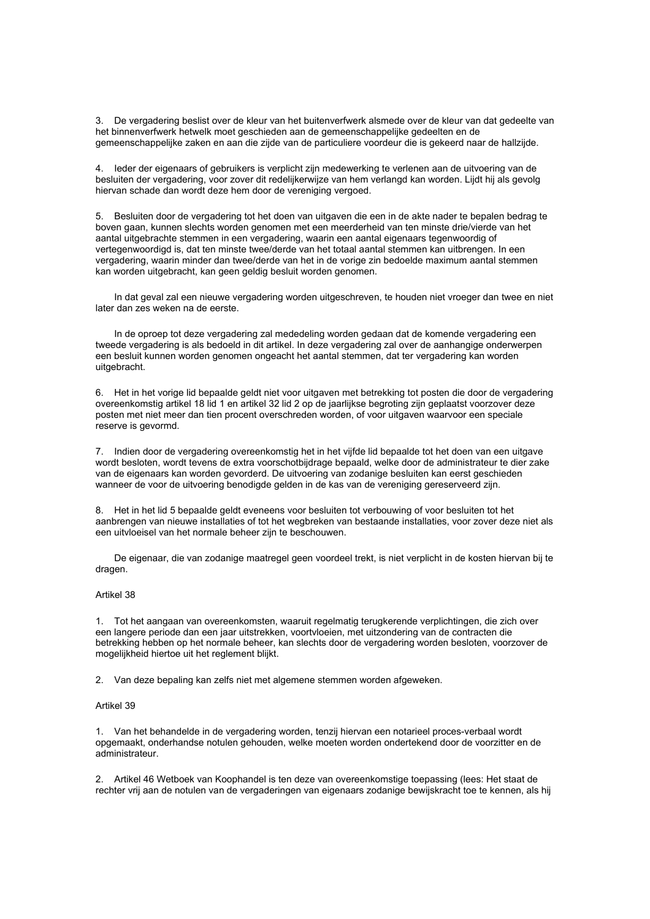3. De vergadering beslist over de kleur van het buitenverfwerk alsmede over de kleur van dat gedeelte van het binnenverfwerk hetwelk moet geschieden aan de gemeenschappelijke gedeelten en de gemeenschappelijke zaken en aan die zijde van de particuliere voordeur die is gekeerd naar de hallzijde.

4. Ieder der eigenaars of gebruikers is verplicht zijn medewerking te verlenen aan de uitvoering van de besluiten der vergadering, voor zover dit redelijkerwijze van hem verlangd kan worden. Lijdt hij als gevolg hiervan schade dan wordt deze hem door de vereniging vergoed.

5. Besluiten door de vergadering tot het doen van uitgaven die een in de akte nader te bepalen bedrag te boven gaan, kunnen slechts worden genomen met een meerderheid van ten minste drie/vierde van het aantal uitgebrachte stemmen in een vergadering, waarin een aantal eigenaars tegenwoordig of vertegenwoordigd is, dat ten minste twee/derde van het totaal aantal stemmen kan uitbrengen. In een vergadering, waarin minder dan twee/derde van het in de vorige zin bedoelde maximum aantal stemmen kan worden uitgebracht, kan geen geldig besluit worden genomen.

In dat geval zal een nieuwe vergadering worden uitgeschreven, te houden niet vroeger dan twee en niet later dan zes weken na de eerste.

In de oproep tot deze vergadering zal mededeling worden gedaan dat de komende vergadering een tweede vergadering is als bedoeld in dit artikel. In deze vergadering zal over de aanhangige onderwerpen een besluit kunnen worden genomen ongeacht het aantal stemmen, dat ter vergadering kan worden uitgebracht.

6. Het in het vorige lid bepaalde geldt niet voor uitgaven met betrekking tot posten die door de vergadering overeenkomstig artikel 18 lid 1 en artikel 32 lid 2 op de jaarlijkse begroting zijn geplaatst voorzover deze posten met niet meer dan tien procent overschreden worden, of voor uitgaven waarvoor een speciale reserve is gevormd.

7. Indien door de vergadering overeenkomstig het in het vijfde lid bepaalde tot het doen van een uitgave wordt besloten, wordt tevens de extra voorschotbijdrage bepaald, welke door de administrateur te dier zake van de eigenaars kan worden gevorderd. De uitvoering van zodanige besluiten kan eerst geschieden wanneer de voor de uitvoering benodigde gelden in de kas van de vereniging gereserveerd zijn.

8. Het in het lid 5 bepaalde geldt eveneens voor besluiten tot verbouwing of voor besluiten tot het aanbrengen van nieuwe installaties of tot het wegbreken van bestaande installaties, voor zover deze niet als een uitvloeisel van het normale beheer zijn te beschouwen.

De eigenaar, die van zodanige maatregel geen voordeel trekt, is niet verplicht in de kosten hiervan bij te dragen.

Artikel 38

1. Tot het aangaan van overeenkomsten, waaruit regelmatig terugkerende verplichtingen, die zich over een langere periode dan een jaar uitstrekken, voortvloeien, met uitzondering van de contracten die betrekking hebben op het normale beheer, kan slechts door de vergadering worden besloten, voorzover de mogelijkheid hiertoe uit het reglement blijkt.

2. Van deze bepaling kan zelfs niet met algemene stemmen worden afgeweken.

Artikel 39

1. Van het behandelde in de vergadering worden, tenzij hiervan een notarieel proces-verbaal wordt opgemaakt, onderhandse notulen gehouden, welke moeten worden ondertekend door de voorzitter en de administrateur.

2. Artikel 46 Wetboek van Koophandel is ten deze van overeenkomstige toepassing (lees: Het staat de rechter vrij aan de notulen van de vergaderingen van eigenaars zodanige bewijskracht toe te kennen, als hij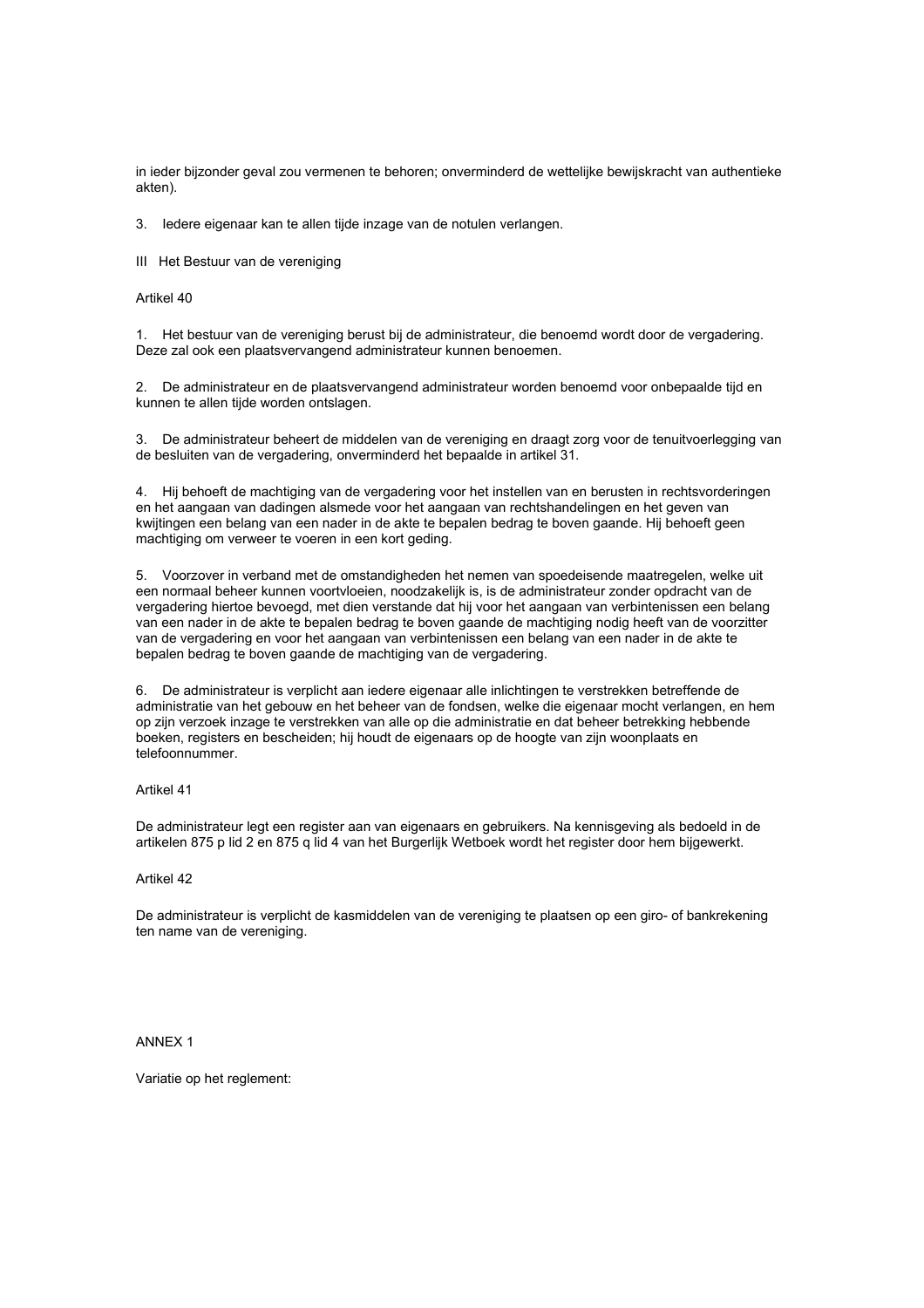in ieder bijzonder geval zou vermenen te behoren; onverminderd de wettelijke bewijskracht van authentieke akten).

3. Iedere eigenaar kan te allen tijde inzage van de notulen verlangen.

III Het Bestuur van de vereniging

Artikel 40

1. Het bestuur van de vereniging berust bij de administrateur, die benoemd wordt door de vergadering. Deze zal ook een plaatsvervangend administrateur kunnen benoemen.

2. De administrateur en de plaatsvervangend administrateur worden benoemd voor onbepaalde tijd en kunnen te allen tijde worden ontslagen.

3. De administrateur beheert de middelen van de vereniging en draagt zorg voor de tenuitvoerlegging van de besluiten van de vergadering, onverminderd het bepaalde in artikel 31.

4. Hij behoeft de machtiging van de vergadering voor het instellen van en berusten in rechtsvorderingen en het aangaan van dadingen alsmede voor het aangaan van rechtshandelingen en het geven van kwijtingen een belang van een nader in de akte te bepalen bedrag te boven gaande. Hij behoeft geen machtiging om verweer te voeren in een kort geding.

5. Voorzover in verband met de omstandigheden het nemen van spoedeisende maatregelen, welke uit een normaal beheer kunnen voortvloeien, noodzakelijk is, is de administrateur zonder opdracht van de vergadering hiertoe bevoegd, met dien verstande dat hij voor het aangaan van verbintenissen een belang van een nader in de akte te bepalen bedrag te boven gaande de machtiging nodig heeft van de voorzitter van de vergadering en voor het aangaan van verbintenissen een belang van een nader in de akte te bepalen bedrag te boven gaande de machtiging van de vergadering.

6. De administrateur is verplicht aan iedere eigenaar alle inlichtingen te verstrekken betreffende de administratie van het gebouw en het beheer van de fondsen, welke die eigenaar mocht verlangen, en hem op zijn verzoek inzage te verstrekken van alle op die administratie en dat beheer betrekking hebbende boeken, registers en bescheiden; hij houdt de eigenaars op de hoogte van zijn woonplaats en telefoonnummer.

Artikel 41

De administrateur legt een register aan van eigenaars en gebruikers. Na kennisgeving als bedoeld in de artikelen 875 p lid 2 en 875 q lid 4 van het Burgerlijk Wetboek wordt het register door hem bijgewerkt.

Artikel 42

De administrateur is verplicht de kasmiddelen van de vereniging te plaatsen op een giro- of bankrekening ten name van de vereniging.

ANNEX 1

Variatie op het reglement: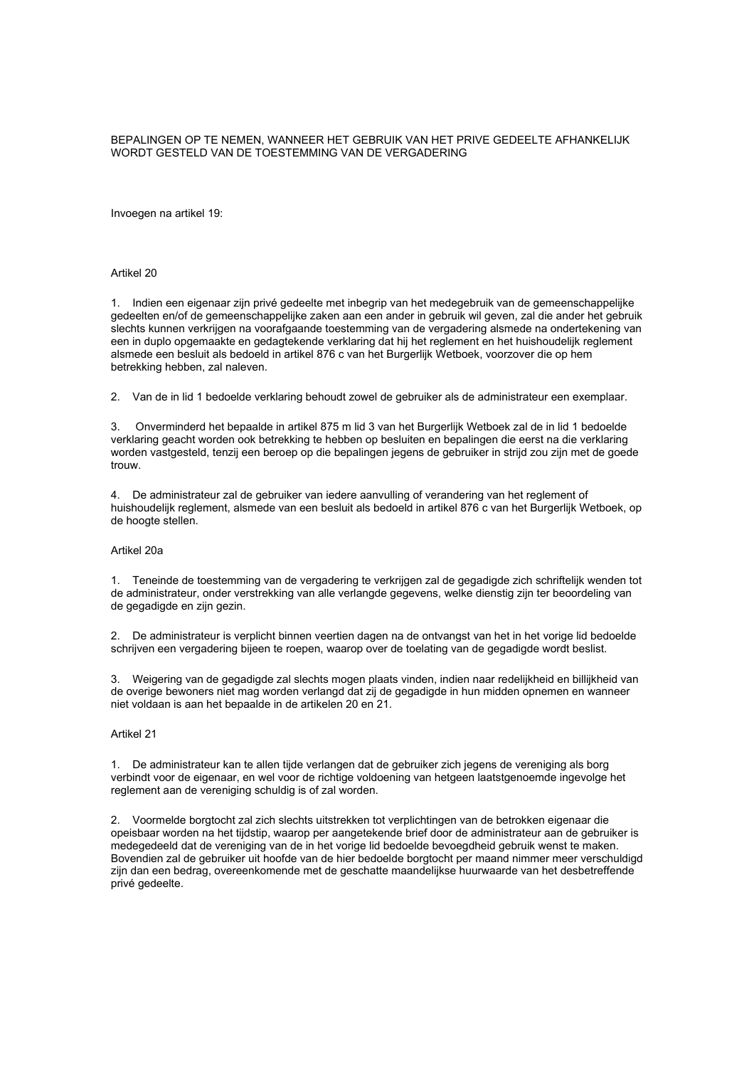BEPALINGEN OP TE NEMEN, WANNEER HET GEBRUIK VAN HET PRIVE GEDEELTE AFHANKELIJK WORDT GESTELD VAN DE TOESTEMMING VAN DE VERGADERING

Invoegen na artikel 19:

Artikel 20

1. Indien een eigenaar zijn privé gedeelte met inbegrip van het medegebruik van de gemeenschappelijke gedeelten en/of de gemeenschappelijke zaken aan een ander in gebruik wil geven, zal die ander het gebruik slechts kunnen verkrijgen na voorafgaande toestemming van de vergadering alsmede na ondertekening van een in duplo opgemaakte en gedagtekende verklaring dat hij het reglement en het huishoudelijk reglement alsmede een besluit als bedoeld in artikel 876 c van het Burgerlijk Wetboek, voorzover die op hem betrekking hebben, zal naleven.

2. Van de in lid 1 bedoelde verklaring behoudt zowel de gebruiker als de administrateur een exemplaar.

3. Onverminderd het bepaalde in artikel 875 m lid 3 van het Burgerlijk Wetboek zal de in lid 1 bedoelde verklaring geacht worden ook betrekking te hebben op besluiten en bepalingen die eerst na die verklaring worden vastgesteld, tenzij een beroep op die bepalingen jegens de gebruiker in strijd zou zijn met de goede trouw.

4. De administrateur zal de gebruiker van iedere aanvulling of verandering van het reglement of huishoudelijk reglement, alsmede van een besluit als bedoeld in artikel 876 c van het Burgerlijk Wetboek, op de hoogte stellen.

Artikel 20a

1. Teneinde de toestemming van de vergadering te verkrijgen zal de gegadigde zich schriftelijk wenden tot de administrateur, onder verstrekking van alle verlangde gegevens, welke dienstig zijn ter beoordeling van de gegadigde en zijn gezin.

2. De administrateur is verplicht binnen veertien dagen na de ontvangst van het in het vorige lid bedoelde schrijven een vergadering bijeen te roepen, waarop over de toelating van de gegadigde wordt beslist.

3. Weigering van de gegadigde zal slechts mogen plaats vinden, indien naar redelijkheid en billijkheid van de overige bewoners niet mag worden verlangd dat zij de gegadigde in hun midden opnemen en wanneer niet voldaan is aan het bepaalde in de artikelen 20 en 21.

Artikel 21

1. De administrateur kan te allen tijde verlangen dat de gebruiker zich jegens de vereniging als borg verbindt voor de eigenaar, en wel voor de richtige voldoening van hetgeen laatstgenoemde ingevolge het reglement aan de vereniging schuldig is of zal worden.

2. Voormelde borgtocht zal zich slechts uitstrekken tot verplichtingen van de betrokken eigenaar die opeisbaar worden na het tijdstip, waarop per aangetekende brief door de administrateur aan de gebruiker is medegedeeld dat de vereniging van de in het vorige lid bedoelde bevoegdheid gebruik wenst te maken. Bovendien zal de gebruiker uit hoofde van de hier bedoelde borgtocht per maand nimmer meer verschuldigd zijn dan een bedrag, overeenkomende met de geschatte maandelijkse huurwaarde van het desbetreffende privé gedeelte.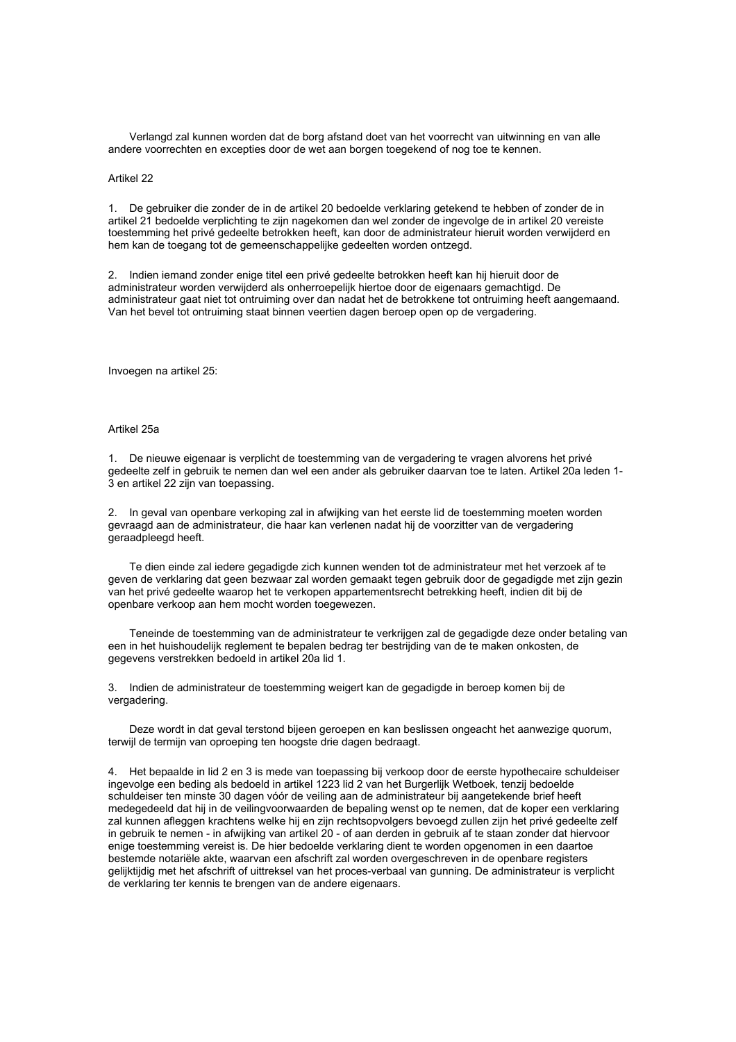Verlangd zal kunnen worden dat de borg afstand doet van het voorrecht van uitwinning en van alle andere voorrechten en excepties door de wet aan borgen toegekend of nog toe te kennen.

Artikel 22

1. De gebruiker die zonder de in de artikel 20 bedoelde verklaring getekend te hebben of zonder de in artikel 21 bedoelde verplichting te zijn nagekomen dan wel zonder de ingevolge de in artikel 20 vereiste toestemming het privé gedeelte betrokken heeft, kan door de administrateur hieruit worden verwijderd en hem kan de toegang tot de gemeenschappelijke gedeelten worden ontzegd.

2. Indien iemand zonder enige titel een privé gedeelte betrokken heeft kan hij hieruit door de administrateur worden verwijderd als onherroepelijk hiertoe door de eigenaars gemachtigd. De administrateur gaat niet tot ontruiming over dan nadat het de betrokkene tot ontruiming heeft aangemaand. Van het bevel tot ontruiming staat binnen veertien dagen beroep open op de vergadering.

Invoegen na artikel 25:

Artikel 25a

1. De nieuwe eigenaar is verplicht de toestemming van de vergadering te vragen alvorens het privé gedeelte zelf in gebruik te nemen dan wel een ander als gebruiker daarvan toe te laten. Artikel 20a leden 1-3 en artikel 22 zijn van toepassing.

2. In geval van openbare verkoping zal in afwijking van het eerste lid de toestemming moeten worden gevraagd aan de administrateur, die haar kan verlenen nadat hij de voorzitter van de vergadering geraadpleegd heeft.

Te dien einde zal iedere gegadigde zich kunnen wenden tot de administrateur met het verzoek af te geven de verklaring dat geen bezwaar zal worden gemaakt tegen gebruik door de gegadigde met zijn gezin van het privé gedeelte waarop het te verkopen appartementsrecht betrekking heeft, indien dit bij de openbare verkoop aan hem mocht worden toegewezen.

Teneinde de toestemming van de administrateur te verkrijgen zal de gegadigde deze onder betaling van een in het huishoudelijk reglement te bepalen bedrag ter bestrijding van de te maken onkosten, de gegevens verstrekken bedoeld in artikel 20a lid 1.

3. Indien de administrateur de toestemming weigert kan de gegadigde in beroep komen bij de vergadering.

Deze wordt in dat geval terstond bijeen geroepen en kan beslissen ongeacht het aanwezige quorum, terwijl de termijn van oproeping ten hoogste drie dagen bedraagt.

4. Het bepaalde in lid 2 en 3 is mede van toepassing bij verkoop door de eerste hypothecaire schuldeiser ingevolge een beding als bedoeld in artikel 1223 lid 2 van het Burgerlijk Wetboek, tenzij bedoelde schuldeiser ten minste 30 dagen vóór de veiling aan de administrateur bij aangetekende brief heeft medegedeeld dat hij in de veilingvoorwaarden de bepaling wenst op te nemen, dat de koper een verklaring zal kunnen afleggen krachtens welke hij en zijn rechtsopvolgers bevoegd zullen zijn het privé gedeelte zelf in gebruik te nemen - in afwijking van artikel 20 - of aan derden in gebruik af te staan zonder dat hiervoor enige toestemming vereist is. De hier bedoelde verklaring dient te worden opgenomen in een daartoe bestemde notariële akte, waarvan een afschrift zal worden overgeschreven in de openbare registers gelijktijdig met het afschrift of uittreksel van het proces-verbaal van gunning. De administrateur is verplicht de verklaring ter kennis te brengen van de andere eigenaars.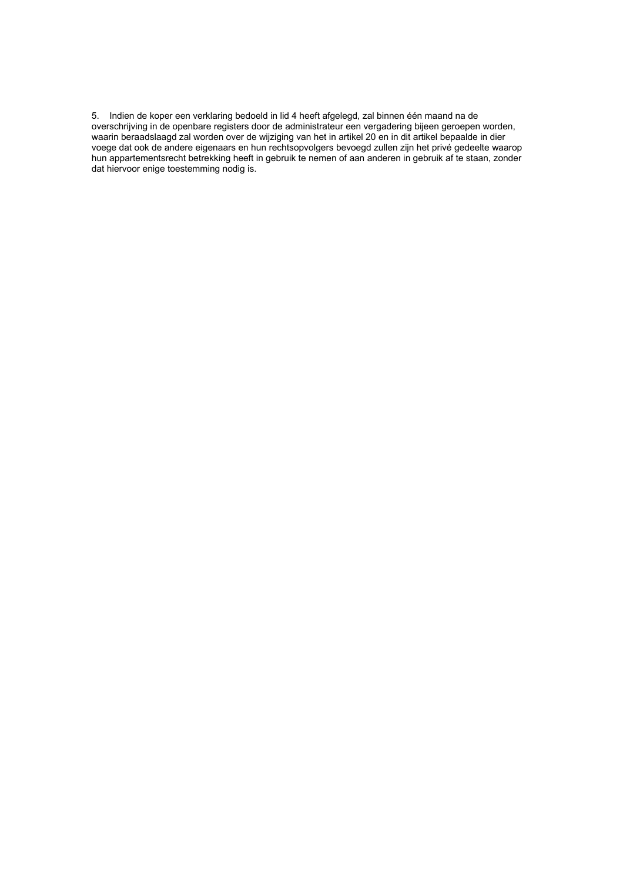5. Indien de koper een verklaring bedoeld in lid 4 heeft afgelegd, zal binnen één maand na de overschrijving in de openbare registers door de administrateur een vergadering bijeen geroepen worden, waarin beraadslaagd zal worden over de wijziging van het in artikel 20 en in dit artikel bepaalde in dier voege dat ook de andere eigenaars en hun rechtsopvolgers bevoegd zullen zijn het privé gedeelte waarop hun appartementsrecht betrekking heeft in gebruik te nemen of aan anderen in gebruik af te staan, zonder dat hiervoor enige toestemming nodig is.